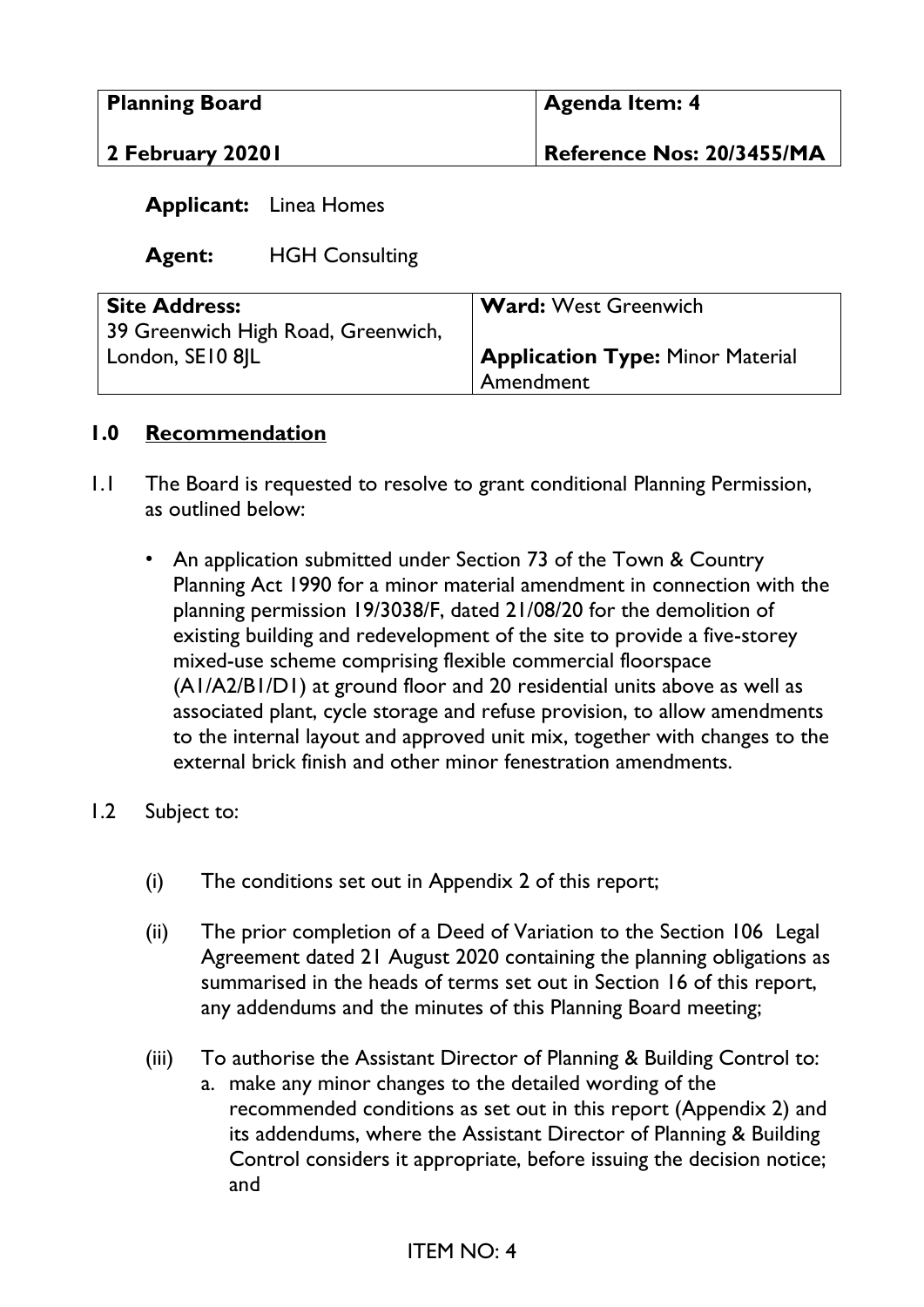| Planning Board | Agenda Item: 4 |
|---|---|
| 2 February 20201 | Reference Nos: 20/3455/MA |

**Applicant:** Linea Homes

**Agent:** HGH Consulting

| Site Address: | Ward: West Greenwich |
|---|---|
| 39 Greenwich High Road, Greenwich, London, SE10 8JL | Application Type: Minor Material Amendment |

## 1.0 Recommendation

1.1 The Board is requested to resolve to grant conditional Planning Permission, as outlined below:

- An application submitted under Section 73 of the Town & Country Planning Act 1990 for a minor material amendment in connection with the planning permission 19/3038/F, dated 21/08/20 for the demolition of existing building and redevelopment of the site to provide a five-storey mixed-use scheme comprising flexible commercial floorspace (A1/A2/B1/D1) at ground floor and 20 residential units above as well as associated plant, cycle storage and refuse provision, to allow amendments to the internal layout and approved unit mix, together with changes to the external brick finish and other minor fenestration amendments.

1.2 Subject to:

(i) The conditions set out in Appendix 2 of this report;

(ii) The prior completion of a Deed of Variation to the Section 106 Legal Agreement dated 21 August 2020 containing the planning obligations as summarised in the heads of terms set out in Section 16 of this report, any addendums and the minutes of this Planning Board meeting;

(iii) To authorise the Assistant Director of Planning & Building Control to:

a. make any minor changes to the detailed wording of the recommended conditions as set out in this report (Appendix 2) and its addendums, where the Assistant Director of Planning & Building Control considers it appropriate, before issuing the decision notice; and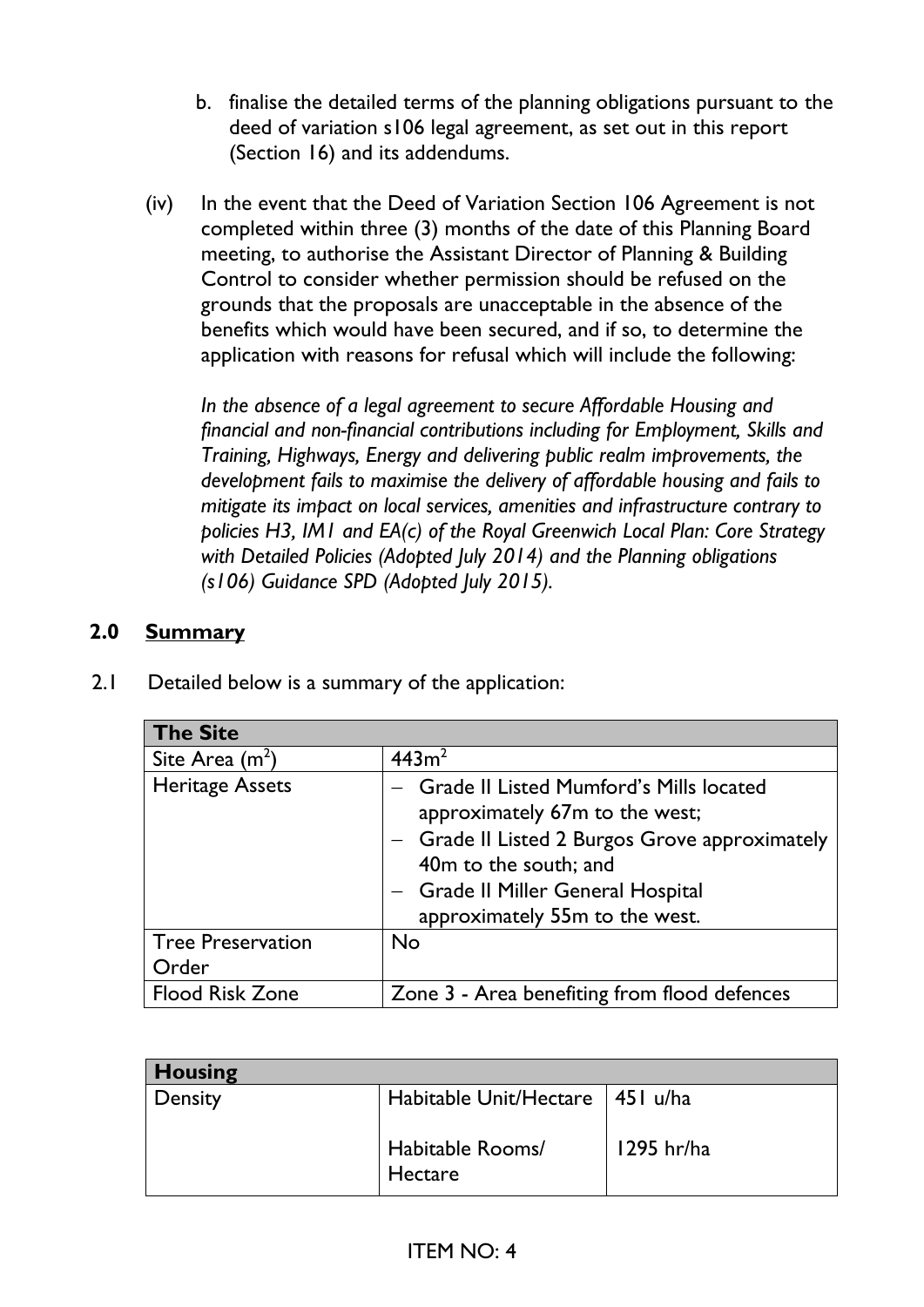b. finalise the detailed terms of the planning obligations pursuant to the deed of variation s106 legal agreement, as set out in this report (Section 16) and its addendums.

(iv) In the event that the Deed of Variation Section 106 Agreement is not completed within three (3) months of the date of this Planning Board meeting, to authorise the Assistant Director of Planning & Building Control to consider whether permission should be refused on the grounds that the proposals are unacceptable in the absence of the benefits which would have been secured, and if so, to determine the application with reasons for refusal which will include the following:

*In the absence of a legal agreement to secure Affordable Housing and financial and non-financial contributions including for Employment, Skills and Training, Highways, Energy and delivering public realm improvements, the development fails to maximise the delivery of affordable housing and fails to mitigate its impact on local services, amenities and infrastructure contrary to policies H3, IM1 and EA(c) of the Royal Greenwich Local Plan: Core Strategy with Detailed Policies (Adopted July 2014) and the Planning obligations (s106) Guidance SPD (Adopted July 2015).*

## 2.0 Summary

2.1 Detailed below is a summary of the application:

| The Site | |
|---|---|
| Site Area ($m^2$) | $443m^2$ |
| Heritage Assets | – Grade II Listed Mumford's Mills located approximately 67m to the west; – Grade II Listed 2 Burgos Grove approximately 40m to the south; and – Grade II Miller General Hospital approximately 55m to the west. |
| Tree Preservation Order | No |
| Flood Risk Zone | Zone 3 - Area benefiting from flood defences |

| Housing | | |
|---|---|---|
| Density | Habitable Unit/Hectare | 451 u/ha |
| | Habitable Rooms/ Hectare | 1295 hr/ha |

ITEM NO: 4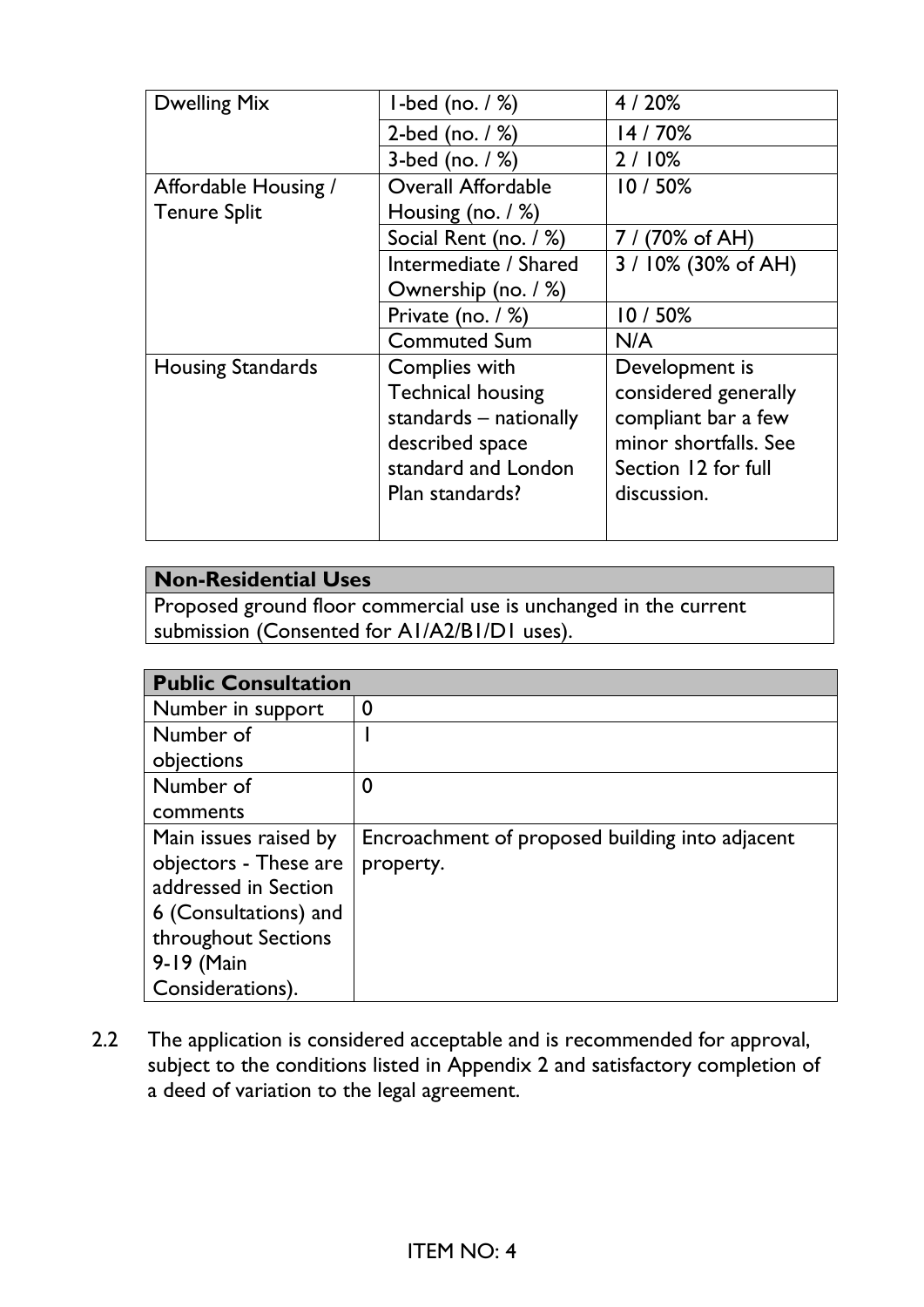| Dwelling Mix | 1-bed (no. / %) | 4 / 20% |
|---|---|---|
| | 2-bed (no. / %) | 14 / 70% |
| | 3-bed (no. / %) | 2 / 10% |
| Affordable Housing / Tenure Split | Overall Affordable Housing (no. / %) | 10 / 50% |
| | Social Rent (no. / %) | 7 / (70% of AH) |
| | Intermediate / Shared Ownership (no. / %) | 3 / 10% (30% of AH) |
| | Private (no. / %) | 10 / 50% |
| | Commuted Sum | N/A |
| Housing Standards | Complies with Technical housing standards – nationally described space standard and London Plan standards? | Development is considered generally compliant bar a few minor shortfalls. See Section 12 for full discussion. |

| **Non-Residential Uses** |
|---|
| Proposed ground floor commercial use is unchanged in the current submission (Consented for A1/A2/B1/D1 uses). |

| **Public Consultation** | |
|---|---|
| Number in support | 0 |
| Number of objections | 1 |
| Number of comments | 0 |
| Main issues raised by objectors - These are addressed in Section 6 (Consultations) and throughout Sections 9-19 (Main Considerations). | Encroachment of proposed building into adjacent property. |

2.2 The application is considered acceptable and is recommended for approval, subject to the conditions listed in Appendix 2 and satisfactory completion of a deed of variation to the legal agreement.

ITEM NO: 4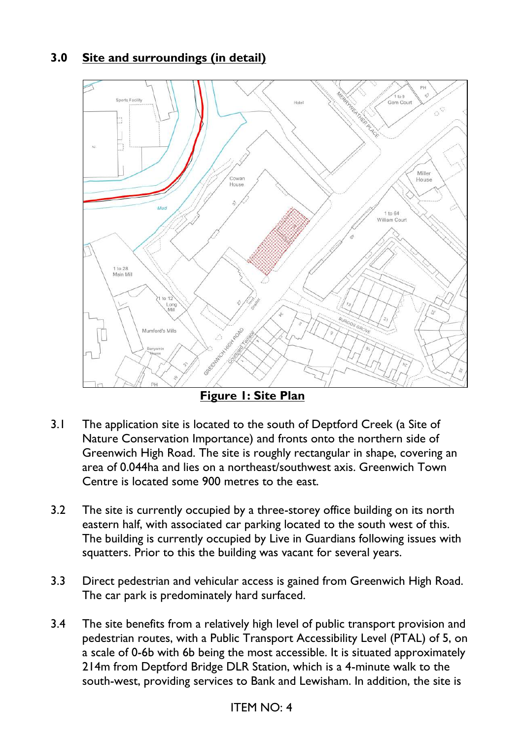## 3.0 Site and surroundings (in detail)

**Figure 1: Site Plan**

3.1 The application site is located to the south of Deptford Creek (a Site of Nature Conservation Importance) and fronts onto the northern side of Greenwich High Road. The site is roughly rectangular in shape, covering an area of 0.044ha and lies on a northeast/southwest axis. Greenwich Town Centre is located some 900 metres to the east.

3.2 The site is currently occupied by a three-storey office building on its north eastern half, with associated car parking located to the south west of this. The building is currently occupied by Live in Guardians following issues with squatters. Prior to this the building was vacant for several years.

3.3 Direct pedestrian and vehicular access is gained from Greenwich High Road. The car park is predominately hard surfaced.

3.4 The site benefits from a relatively high level of public transport provision and pedestrian routes, with a Public Transport Accessibility Level (PTAL) of 5, on a scale of 0-6b with 6b being the most accessible. It is situated approximately 214m from Deptford Bridge DLR Station, which is a 4-minute walk to the south-west, providing services to Bank and Lewisham. In addition, the site is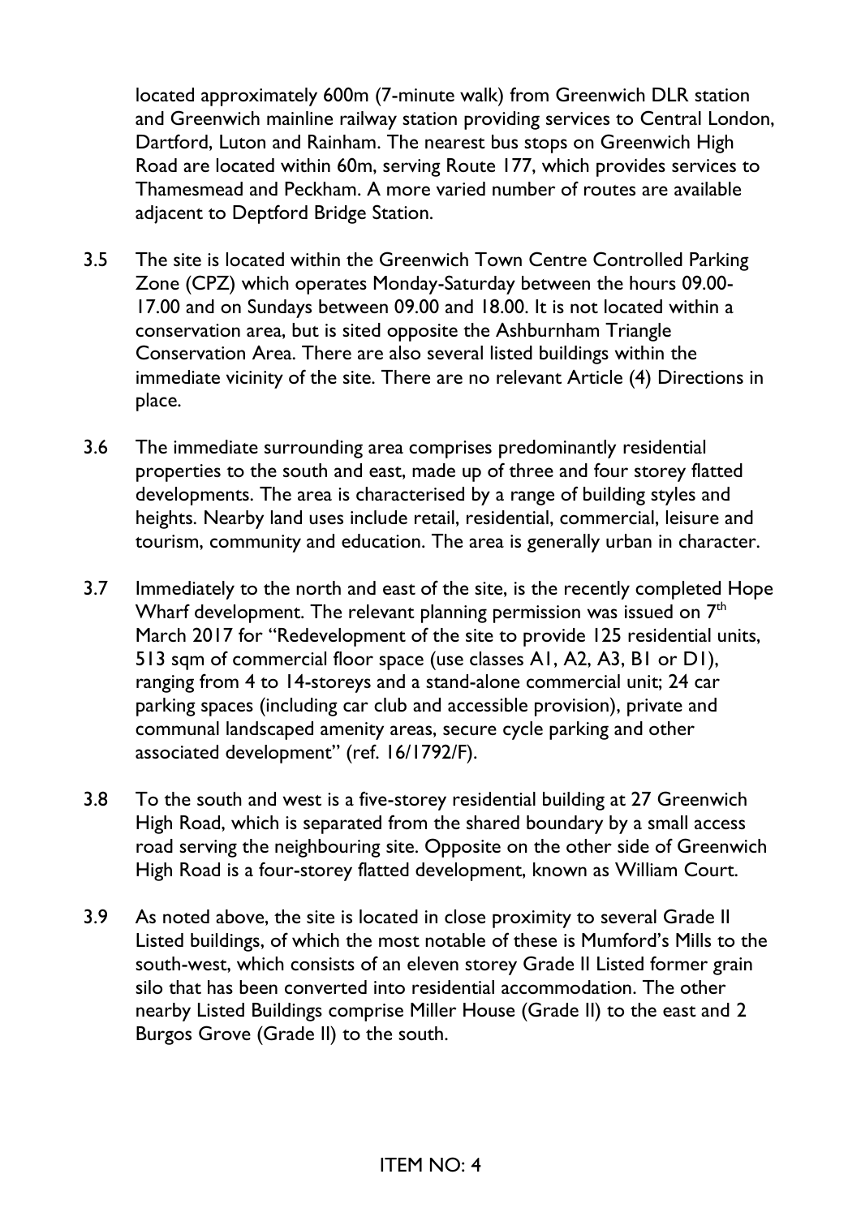located approximately 600m (7-minute walk) from Greenwich DLR station and Greenwich mainline railway station providing services to Central London, Dartford, Luton and Rainham. The nearest bus stops on Greenwich High Road are located within 60m, serving Route 177, which provides services to Thamesmead and Peckham. A more varied number of routes are available adjacent to Deptford Bridge Station.

3.5 The site is located within the Greenwich Town Centre Controlled Parking Zone (CPZ) which operates Monday-Saturday between the hours 09.00-17.00 and on Sundays between 09.00 and 18.00. It is not located within a conservation area, but is sited opposite the Ashburnham Triangle Conservation Area. There are also several listed buildings within the immediate vicinity of the site. There are no relevant Article (4) Directions in place.

3.6 The immediate surrounding area comprises predominantly residential properties to the south and east, made up of three and four storey flatted developments. The area is characterised by a range of building styles and heights. Nearby land uses include retail, residential, commercial, leisure and tourism, community and education. The area is generally urban in character.

3.7 Immediately to the north and east of the site, is the recently completed Hope Wharf development. The relevant planning permission was issued on 7th March 2017 for "Redevelopment of the site to provide 125 residential units, 513 sqm of commercial floor space (use classes A1, A2, A3, B1 or D1), ranging from 4 to 14-storeys and a stand-alone commercial unit; 24 car parking spaces (including car club and accessible provision), private and communal landscaped amenity areas, secure cycle parking and other associated development" (ref. 16/1792/F).

3.8 To the south and west is a five-storey residential building at 27 Greenwich High Road, which is separated from the shared boundary by a small access road serving the neighbouring site. Opposite on the other side of Greenwich High Road is a four-storey flatted development, known as William Court.

3.9 As noted above, the site is located in close proximity to several Grade II Listed buildings, of which the most notable of these is Mumford's Mills to the south-west, which consists of an eleven storey Grade II Listed former grain silo that has been converted into residential accommodation. The other nearby Listed Buildings comprise Miller House (Grade II) to the east and 2 Burgos Grove (Grade II) to the south.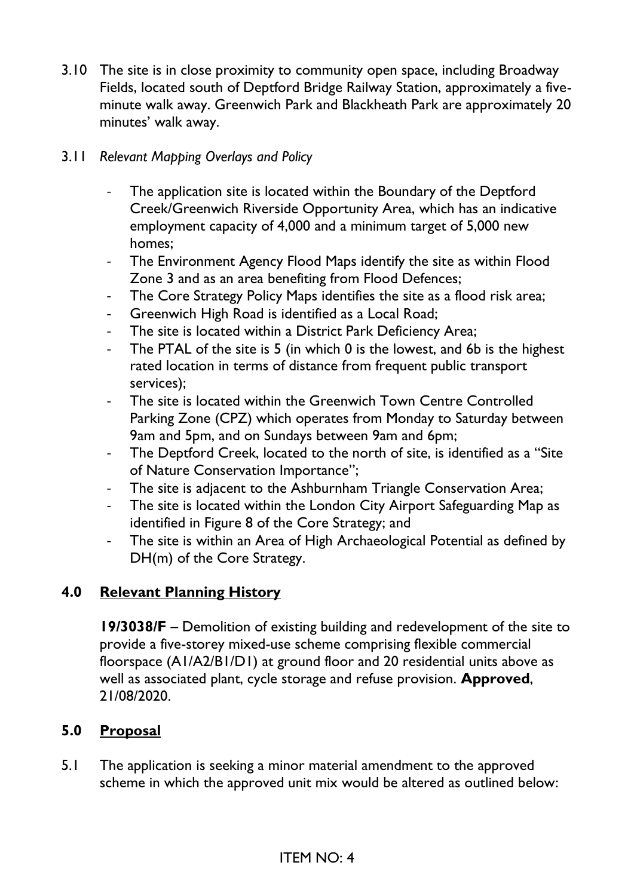3.10 The site is in close proximity to community open space, including Broadway Fields, located south of Deptford Bridge Railway Station, approximately a five-minute walk away. Greenwich Park and Blackheath Park are approximately 20 minutes' walk away.

3.11 *Relevant Mapping Overlays and Policy*

- The application site is located within the Boundary of the Deptford Creek/Greenwich Riverside Opportunity Area, which has an indicative employment capacity of 4,000 and a minimum target of 5,000 new homes;
- The Environment Agency Flood Maps identify the site as within Flood Zone 3 and as an area benefiting from Flood Defences;
- The Core Strategy Policy Maps identifies the site as a flood risk area;
- Greenwich High Road is identified as a Local Road;
- The site is located within a District Park Deficiency Area;
- The PTAL of the site is 5 (in which 0 is the lowest, and 6b is the highest rated location in terms of distance from frequent public transport services);
- The site is located within the Greenwich Town Centre Controlled Parking Zone (CPZ) which operates from Monday to Saturday between 9am and 5pm, and on Sundays between 9am and 6pm;
- The Deptford Creek, located to the north of site, is identified as a "Site of Nature Conservation Importance";
- The site is adjacent to the Ashburnham Triangle Conservation Area;
- The site is located within the London City Airport Safeguarding Map as identified in Figure 8 of the Core Strategy; and
- The site is within an Area of High Archaeological Potential as defined by DH(m) of the Core Strategy.

## 4.0 Relevant Planning History

**19/3038/F** – Demolition of existing building and redevelopment of the site to provide a five-storey mixed-use scheme comprising flexible commercial floorspace (A1/A2/B1/D1) at ground floor and 20 residential units above as well as associated plant, cycle storage and refuse provision. **Approved**, 21/08/2020.

## 5.0 Proposal

5.1 The application is seeking a minor material amendment to the approved scheme in which the approved unit mix would be altered as outlined below: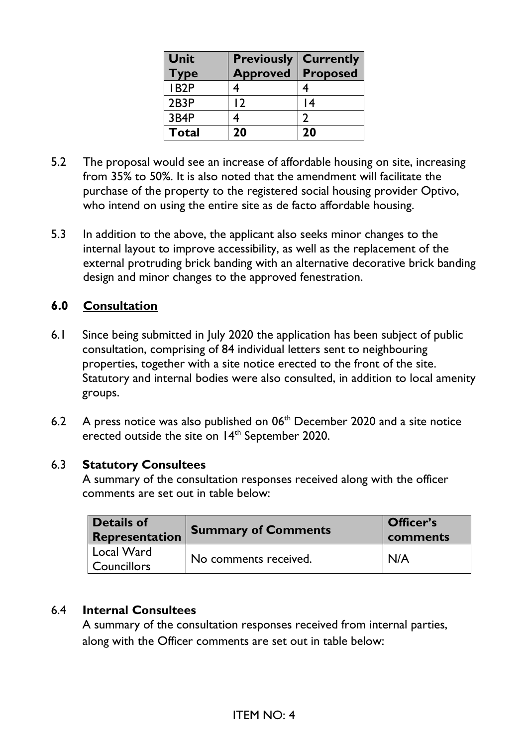| Unit Type | Previously Approved | Currently Proposed |
|---|---|---|
| 1B2P | 4 | 4 |
| 2B3P | 12 | 14 |
| 3B4P | 4 | 2 |
| **Total** | **20** | **20** |

5.2 The proposal would see an increase of affordable housing on site, increasing from 35% to 50%. It is also noted that the amendment will facilitate the purchase of the property to the registered social housing provider Optivo, who intend on using the entire site as de facto affordable housing.

5.3 In addition to the above, the applicant also seeks minor changes to the internal layout to improve accessibility, as well as the replacement of the external protruding brick banding with an alternative decorative brick banding design and minor changes to the approved fenestration.

## 6.0 Consultation

6.1 Since being submitted in July 2020 the application has been subject of public consultation, comprising of 84 individual letters sent to neighbouring properties, together with a site notice erected to the front of the site. Statutory and internal bodies were also consulted, in addition to local amenity groups.

6.2 A press notice was also published on 06th December 2020 and a site notice erected outside the site on 14th September 2020.

6.3 **Statutory Consultees**

A summary of the consultation responses received along with the officer comments are set out in table below:

| Details of Representation | Summary of Comments | Officer's comments |
|---|---|---|
| Local Ward Councillors | No comments received. | N/A |

6.4 **Internal Consultees**

A summary of the consultation responses received from internal parties, along with the Officer comments are set out in table below: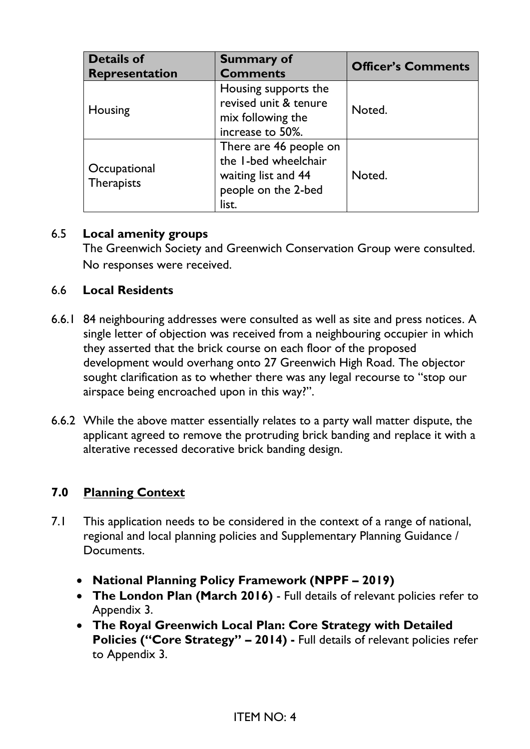| Details of Representation | Summary of Comments | Officer's Comments |
|---|---|---|
| Housing | Housing supports the revised unit & tenure mix following the increase to 50%. | Noted. |
| Occupational Therapists | There are 46 people on the 1-bed wheelchair waiting list and 44 people on the 2-bed list. | Noted. |

6.5 **Local amenity groups**

The Greenwich Society and Greenwich Conservation Group were consulted. No responses were received.

6.6 **Local Residents**

6.6.1 84 neighbouring addresses were consulted as well as site and press notices. A single letter of objection was received from a neighbouring occupier in which they asserted that the brick course on each floor of the proposed development would overhang onto 27 Greenwich High Road. The objector sought clarification as to whether there was any legal recourse to "stop our airspace being encroached upon in this way?".

6.6.2 While the above matter essentially relates to a party wall matter dispute, the applicant agreed to remove the protruding brick banding and replace it with a alterative recessed decorative brick banding design.

## 7.0 Planning Context

7.1 This application needs to be considered in the context of a range of national, regional and local planning policies and Supplementary Planning Guidance / Documents.

- **National Planning Policy Framework (NPPF – 2019)**
- **The London Plan (March 2016)** - Full details of relevant policies refer to Appendix 3.
- **The Royal Greenwich Local Plan: Core Strategy with Detailed Policies ("Core Strategy" – 2014) -** Full details of relevant policies refer to Appendix 3.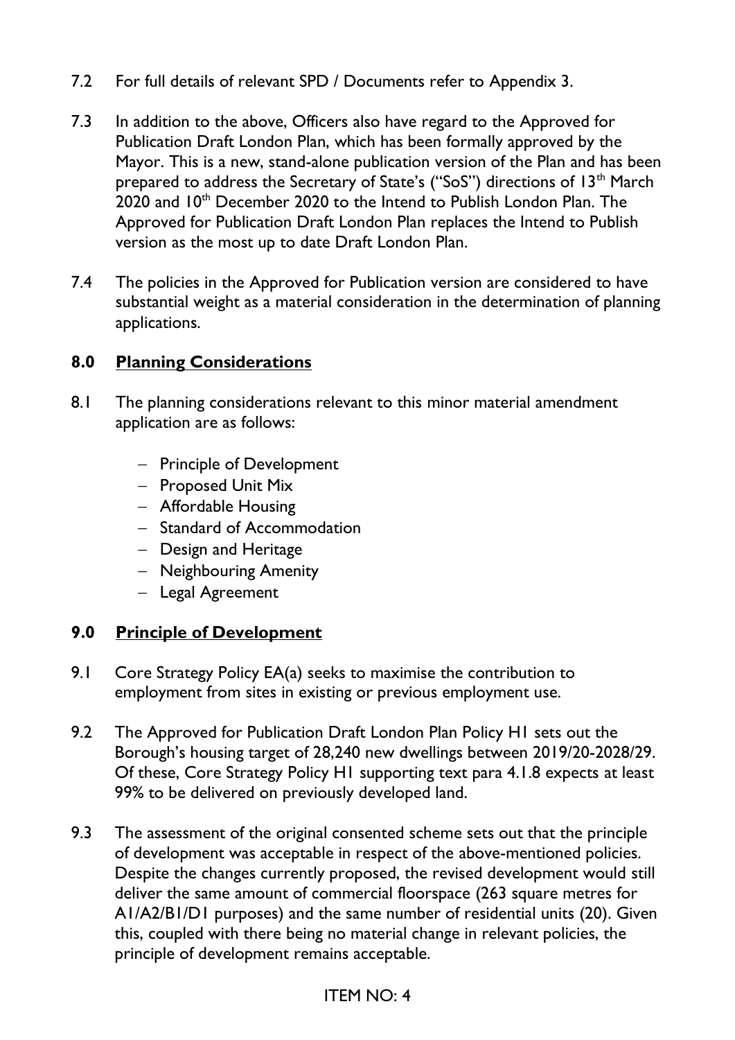7.2 For full details of relevant SPD / Documents refer to Appendix 3.

7.3 In addition to the above, Officers also have regard to the Approved for Publication Draft London Plan, which has been formally approved by the Mayor. This is a new, stand-alone publication version of the Plan and has been prepared to address the Secretary of State's ("SoS") directions of 13th March 2020 and 10th December 2020 to the Intend to Publish London Plan. The Approved for Publication Draft London Plan replaces the Intend to Publish version as the most up to date Draft London Plan.

7.4 The policies in the Approved for Publication version are considered to have substantial weight as a material consideration in the determination of planning applications.

## 8.0 Planning Considerations

8.1 The planning considerations relevant to this minor material amendment application are as follows:

- Principle of Development
- Proposed Unit Mix
- Affordable Housing
- Standard of Accommodation
- Design and Heritage
- Neighbouring Amenity
- Legal Agreement

## 9.0 Principle of Development

9.1 Core Strategy Policy EA(a) seeks to maximise the contribution to employment from sites in existing or previous employment use.

9.2 The Approved for Publication Draft London Plan Policy H1 sets out the Borough's housing target of 28,240 new dwellings between 2019/20-2028/29. Of these, Core Strategy Policy H1 supporting text para 4.1.8 expects at least 99% to be delivered on previously developed land.

9.3 The assessment of the original consented scheme sets out that the principle of development was acceptable in respect of the above-mentioned policies. Despite the changes currently proposed, the revised development would still deliver the same amount of commercial floorspace (263 square metres for A1/A2/B1/D1 purposes) and the same number of residential units (20). Given this, coupled with there being no material change in relevant policies, the principle of development remains acceptable.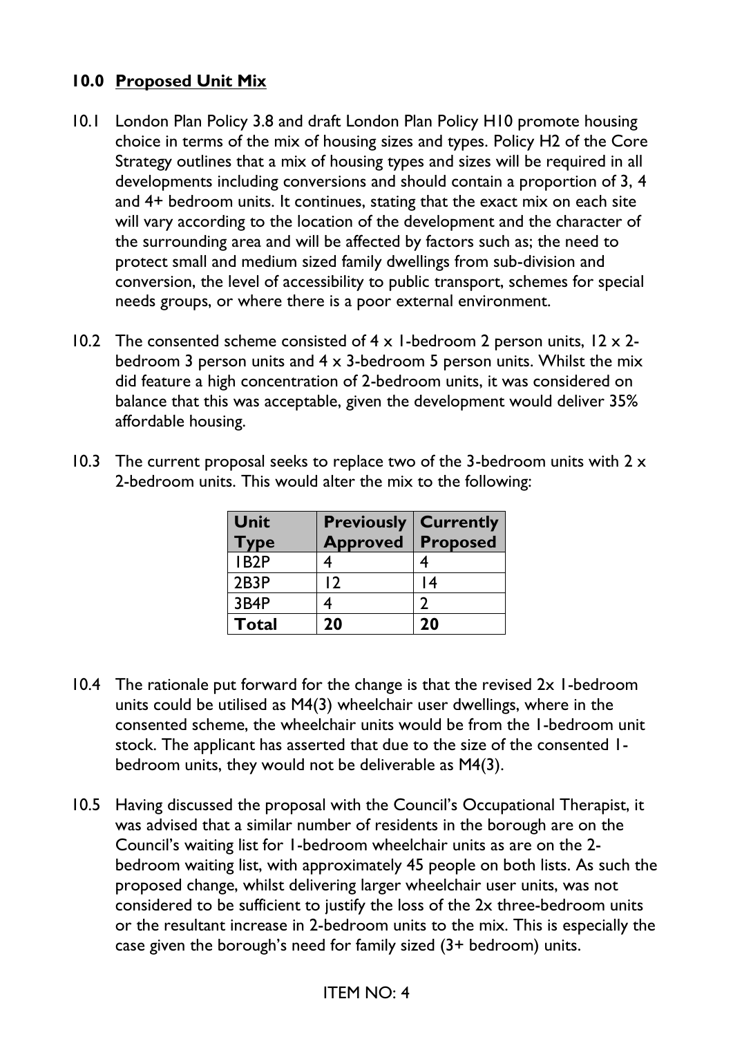## 10.0 Proposed Unit Mix

10.1 London Plan Policy 3.8 and draft London Plan Policy H10 promote housing choice in terms of the mix of housing sizes and types. Policy H2 of the Core Strategy outlines that a mix of housing types and sizes will be required in all developments including conversions and should contain a proportion of 3, 4 and 4+ bedroom units. It continues, stating that the exact mix on each site will vary according to the location of the development and the character of the surrounding area and will be affected by factors such as; the need to protect small and medium sized family dwellings from sub-division and conversion, the level of accessibility to public transport, schemes for special needs groups, or where there is a poor external environment.

10.2 The consented scheme consisted of 4 x 1-bedroom 2 person units, 12 x 2-bedroom 3 person units and 4 x 3-bedroom 5 person units. Whilst the mix did feature a high concentration of 2-bedroom units, it was considered on balance that this was acceptable, given the development would deliver 35% affordable housing.

10.3 The current proposal seeks to replace two of the 3-bedroom units with 2 x 2-bedroom units. This would alter the mix to the following:

| Unit Type | Previously Approved | Currently Proposed |
|---|---|---|
| 1B2P | 4 | 4 |
| 2B3P | 12 | 14 |
| 3B4P | 4 | 2 |
| **Total** | **20** | **20** |

10.4 The rationale put forward for the change is that the revised 2x 1-bedroom units could be utilised as M4(3) wheelchair user dwellings, where in the consented scheme, the wheelchair units would be from the 1-bedroom unit stock. The applicant has asserted that due to the size of the consented 1-bedroom units, they would not be deliverable as M4(3).

10.5 Having discussed the proposal with the Council's Occupational Therapist, it was advised that a similar number of residents in the borough are on the Council's waiting list for 1-bedroom wheelchair units as are on the 2-bedroom waiting list, with approximately 45 people on both lists. As such the proposed change, whilst delivering larger wheelchair user units, was not considered to be sufficient to justify the loss of the 2x three-bedroom units or the resultant increase in 2-bedroom units to the mix. This is especially the case given the borough's need for family sized (3+ bedroom) units.

ITEM NO: 4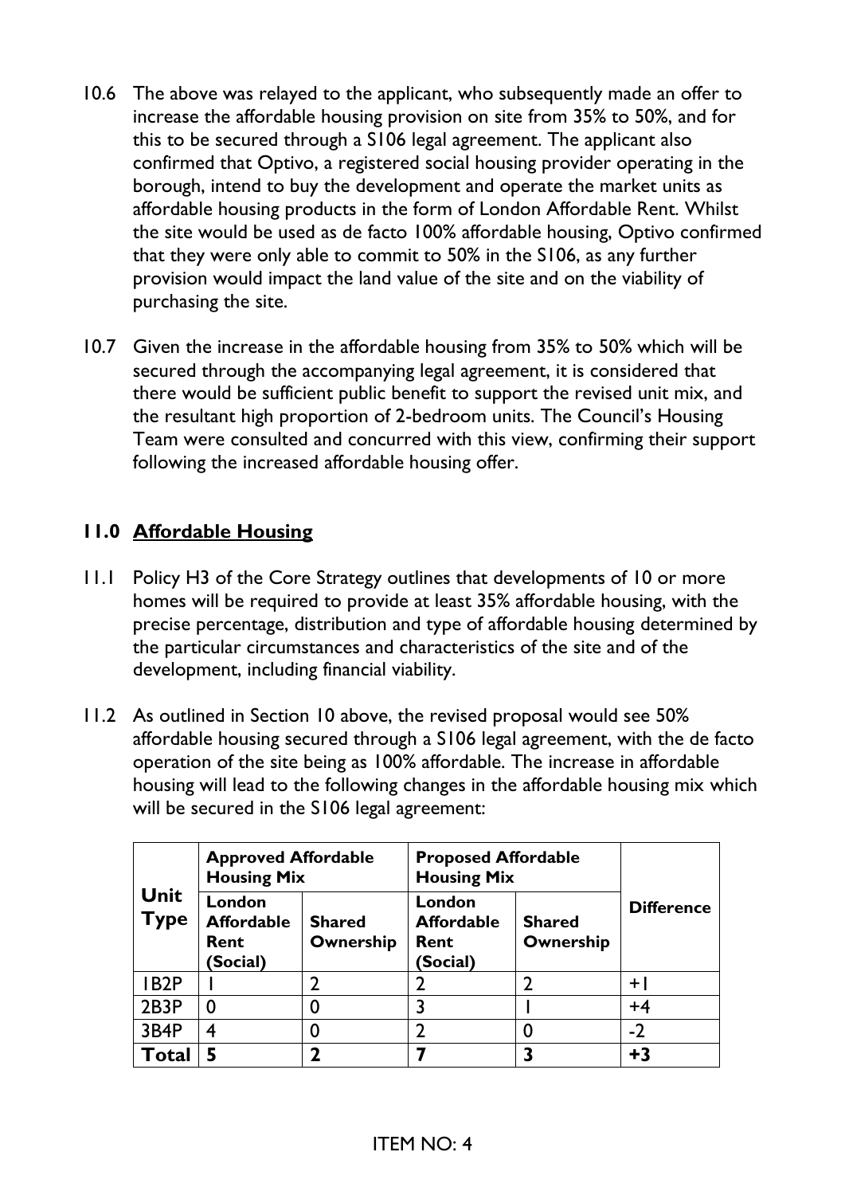10.6 The above was relayed to the applicant, who subsequently made an offer to increase the affordable housing provision on site from 35% to 50%, and for this to be secured through a S106 legal agreement. The applicant also confirmed that Optivo, a registered social housing provider operating in the borough, intend to buy the development and operate the market units as affordable housing products in the form of London Affordable Rent. Whilst the site would be used as de facto 100% affordable housing, Optivo confirmed that they were only able to commit to 50% in the S106, as any further provision would impact the land value of the site and on the viability of purchasing the site.

10.7 Given the increase in the affordable housing from 35% to 50% which will be secured through the accompanying legal agreement, it is considered that there would be sufficient public benefit to support the revised unit mix, and the resultant high proportion of 2-bedroom units. The Council's Housing Team were consulted and concurred with this view, confirming their support following the increased affordable housing offer.

## 11.0 Affordable Housing

11.1 Policy H3 of the Core Strategy outlines that developments of 10 or more homes will be required to provide at least 35% affordable housing, with the precise percentage, distribution and type of affordable housing determined by the particular circumstances and characteristics of the site and of the development, including financial viability.

11.2 As outlined in Section 10 above, the revised proposal would see 50% affordable housing secured through a S106 legal agreement, with the de facto operation of the site being as 100% affordable. The increase in affordable housing will lead to the following changes in the affordable housing mix which will be secured in the S106 legal agreement:

| Unit Type | Approved Affordable Housing Mix | | Proposed Affordable Housing Mix | | Difference |
|---|---|---|---|---|---|
| | London Affordable Rent (Social) | Shared Ownership | London Affordable Rent (Social) | Shared Ownership | |
| 1B2P | 1 | 2 | 2 | 2 | +1 |
| 2B3P | 0 | 0 | 3 | 1 | +4 |
| 3B4P | 4 | 0 | 2 | 0 | -2 |
| **Total** | **5** | **2** | **7** | **3** | **+3** |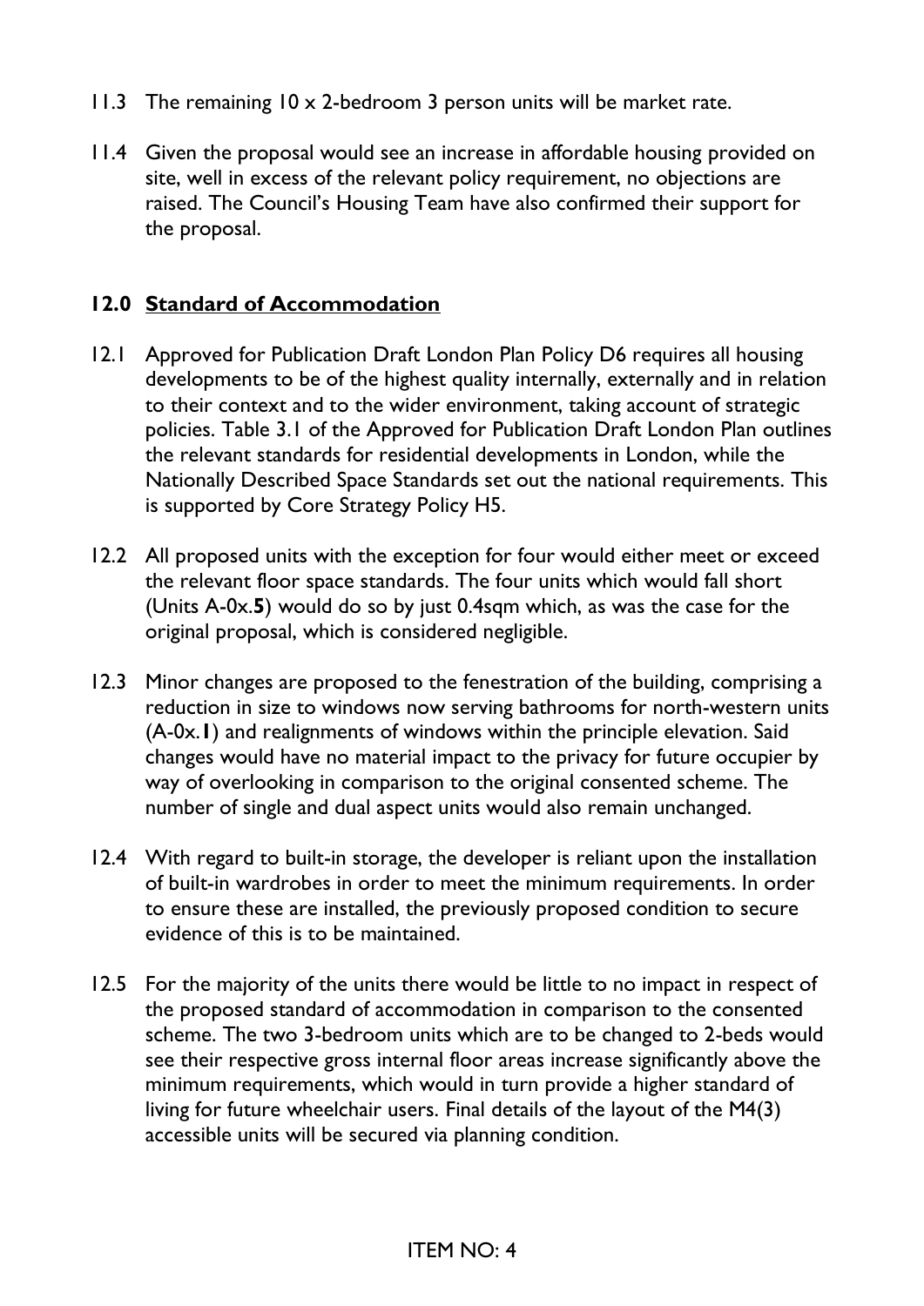11.3 The remaining 10 x 2-bedroom 3 person units will be market rate.

11.4 Given the proposal would see an increase in affordable housing provided on site, well in excess of the relevant policy requirement, no objections are raised. The Council's Housing Team have also confirmed their support for the proposal.

## 12.0 Standard of Accommodation

12.1 Approved for Publication Draft London Plan Policy D6 requires all housing developments to be of the highest quality internally, externally and in relation to their context and to the wider environment, taking account of strategic policies. Table 3.1 of the Approved for Publication Draft London Plan outlines the relevant standards for residential developments in London, while the Nationally Described Space Standards set out the national requirements. This is supported by Core Strategy Policy H5.

12.2 All proposed units with the exception for four would either meet or exceed the relevant floor space standards. The four units which would fall short (Units A-0x.**5**) would do so by just 0.4sqm which, as was the case for the original proposal, which is considered negligible.

12.3 Minor changes are proposed to the fenestration of the building, comprising a reduction in size to windows now serving bathrooms for north-western units (A-0x.**1**) and realignments of windows within the principle elevation. Said changes would have no material impact to the privacy for future occupier by way of overlooking in comparison to the original consented scheme. The number of single and dual aspect units would also remain unchanged.

12.4 With regard to built-in storage, the developer is reliant upon the installation of built-in wardrobes in order to meet the minimum requirements. In order to ensure these are installed, the previously proposed condition to secure evidence of this is to be maintained.

12.5 For the majority of the units there would be little to no impact in respect of the proposed standard of accommodation in comparison to the consented scheme. The two 3-bedroom units which are to be changed to 2-beds would see their respective gross internal floor areas increase significantly above the minimum requirements, which would in turn provide a higher standard of living for future wheelchair users. Final details of the layout of the M4(3) accessible units will be secured via planning condition.

ITEM NO: 4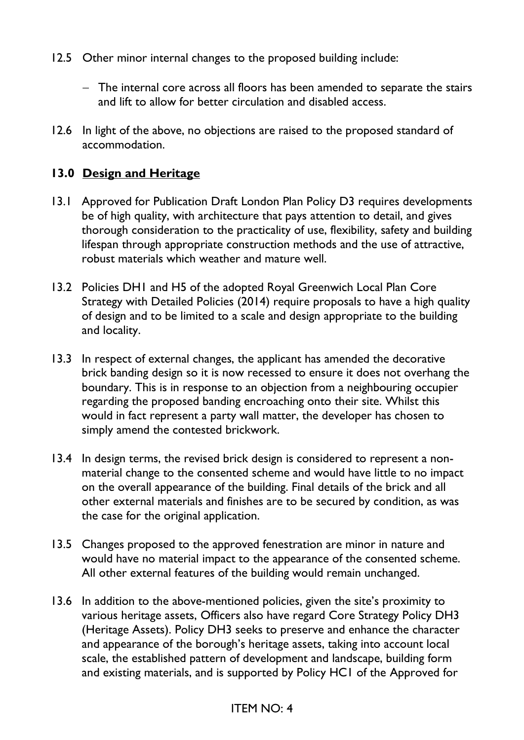12.5 Other minor internal changes to the proposed building include:

- The internal core across all floors has been amended to separate the stairs and lift to allow for better circulation and disabled access.

12.6 In light of the above, no objections are raised to the proposed standard of accommodation.

## 13.0 Design and Heritage

13.1 Approved for Publication Draft London Plan Policy D3 requires developments be of high quality, with architecture that pays attention to detail, and gives thorough consideration to the practicality of use, flexibility, safety and building lifespan through appropriate construction methods and the use of attractive, robust materials which weather and mature well.

13.2 Policies DH1 and H5 of the adopted Royal Greenwich Local Plan Core Strategy with Detailed Policies (2014) require proposals to have a high quality of design and to be limited to a scale and design appropriate to the building and locality.

13.3 In respect of external changes, the applicant has amended the decorative brick banding design so it is now recessed to ensure it does not overhang the boundary. This is in response to an objection from a neighbouring occupier regarding the proposed banding encroaching onto their site. Whilst this would in fact represent a party wall matter, the developer has chosen to simply amend the contested brickwork.

13.4 In design terms, the revised brick design is considered to represent a non-material change to the consented scheme and would have little to no impact on the overall appearance of the building. Final details of the brick and all other external materials and finishes are to be secured by condition, as was the case for the original application.

13.5 Changes proposed to the approved fenestration are minor in nature and would have no material impact to the appearance of the consented scheme. All other external features of the building would remain unchanged.

13.6 In addition to the above-mentioned policies, given the site's proximity to various heritage assets, Officers also have regard Core Strategy Policy DH3 (Heritage Assets). Policy DH3 seeks to preserve and enhance the character and appearance of the borough's heritage assets, taking into account local scale, the established pattern of development and landscape, building form and existing materials, and is supported by Policy HC1 of the Approved for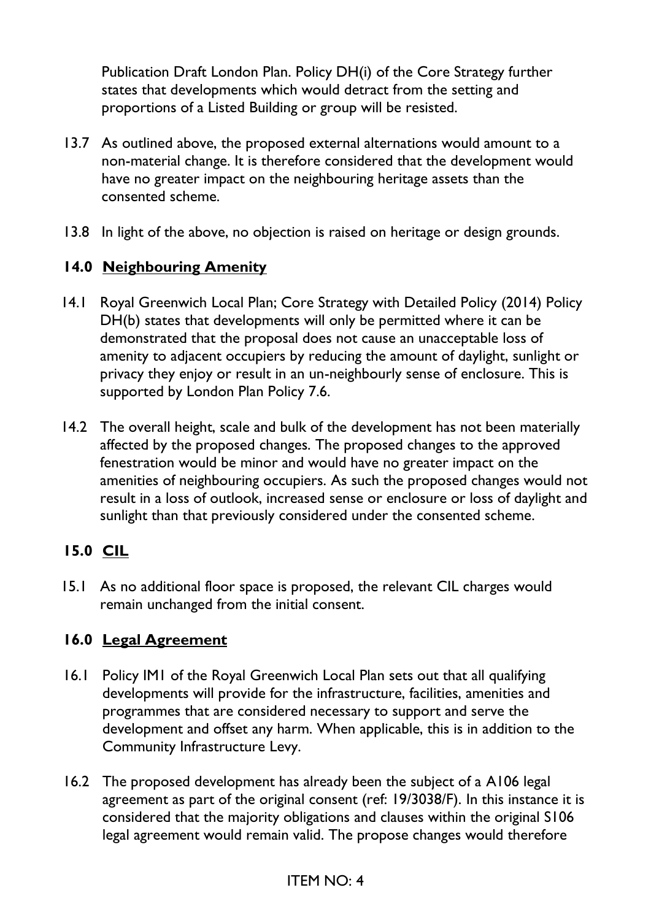Publication Draft London Plan. Policy DH(i) of the Core Strategy further states that developments which would detract from the setting and proportions of a Listed Building or group will be resisted.

13.7 As outlined above, the proposed external alternations would amount to a non-material change. It is therefore considered that the development would have no greater impact on the neighbouring heritage assets than the consented scheme.

13.8 In light of the above, no objection is raised on heritage or design grounds.

## 14.0 Neighbouring Amenity

14.1 Royal Greenwich Local Plan; Core Strategy with Detailed Policy (2014) Policy DH(b) states that developments will only be permitted where it can be demonstrated that the proposal does not cause an unacceptable loss of amenity to adjacent occupiers by reducing the amount of daylight, sunlight or privacy they enjoy or result in an un-neighbourly sense of enclosure. This is supported by London Plan Policy 7.6.

14.2 The overall height, scale and bulk of the development has not been materially affected by the proposed changes. The proposed changes to the approved fenestration would be minor and would have no greater impact on the amenities of neighbouring occupiers. As such the proposed changes would not result in a loss of outlook, increased sense or enclosure or loss of daylight and sunlight than that previously considered under the consented scheme.

## 15.0 CIL

15.1 As no additional floor space is proposed, the relevant CIL charges would remain unchanged from the initial consent.

## 16.0 Legal Agreement

16.1 Policy IM1 of the Royal Greenwich Local Plan sets out that all qualifying developments will provide for the infrastructure, facilities, amenities and programmes that are considered necessary to support and serve the development and offset any harm. When applicable, this is in addition to the Community Infrastructure Levy.

16.2 The proposed development has already been the subject of a A106 legal agreement as part of the original consent (ref: 19/3038/F). In this instance it is considered that the majority obligations and clauses within the original S106 legal agreement would remain valid. The propose changes would therefore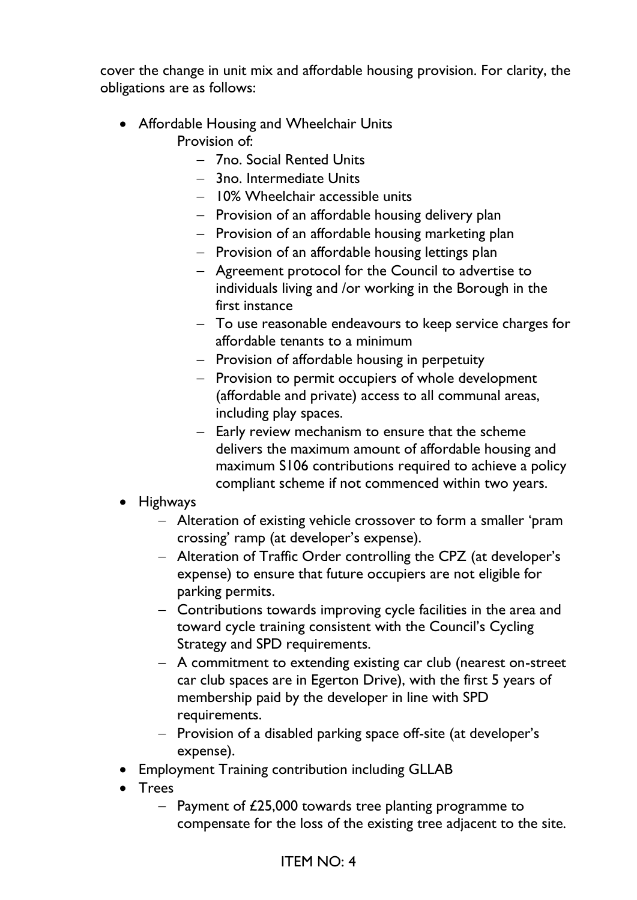cover the change in unit mix and affordable housing provision. For clarity, the obligations are as follows:

- Affordable Housing and Wheelchair Units
  Provision of:
  - 7no. Social Rented Units
  - 3no. Intermediate Units
  - 10% Wheelchair accessible units
  - Provision of an affordable housing delivery plan
  - Provision of an affordable housing marketing plan
  - Provision of an affordable housing lettings plan
  - Agreement protocol for the Council to advertise to individuals living and /or working in the Borough in the first instance
  - To use reasonable endeavours to keep service charges for affordable tenants to a minimum
  - Provision of affordable housing in perpetuity
  - Provision to permit occupiers of whole development (affordable and private) access to all communal areas, including play spaces.
  - Early review mechanism to ensure that the scheme delivers the maximum amount of affordable housing and maximum S106 contributions required to achieve a policy compliant scheme if not commenced within two years.
- Highways
  - Alteration of existing vehicle crossover to form a smaller 'pram crossing' ramp (at developer's expense).
  - Alteration of Traffic Order controlling the CPZ (at developer's expense) to ensure that future occupiers are not eligible for parking permits.
  - Contributions towards improving cycle facilities in the area and toward cycle training consistent with the Council's Cycling Strategy and SPD requirements.
  - A commitment to extending existing car club (nearest on-street car club spaces are in Egerton Drive), with the first 5 years of membership paid by the developer in line with SPD requirements.
  - Provision of a disabled parking space off-site (at developer's expense).
- Employment Training contribution including GLLAB
- Trees
  - Payment of £25,000 towards tree planting programme to compensate for the loss of the existing tree adjacent to the site.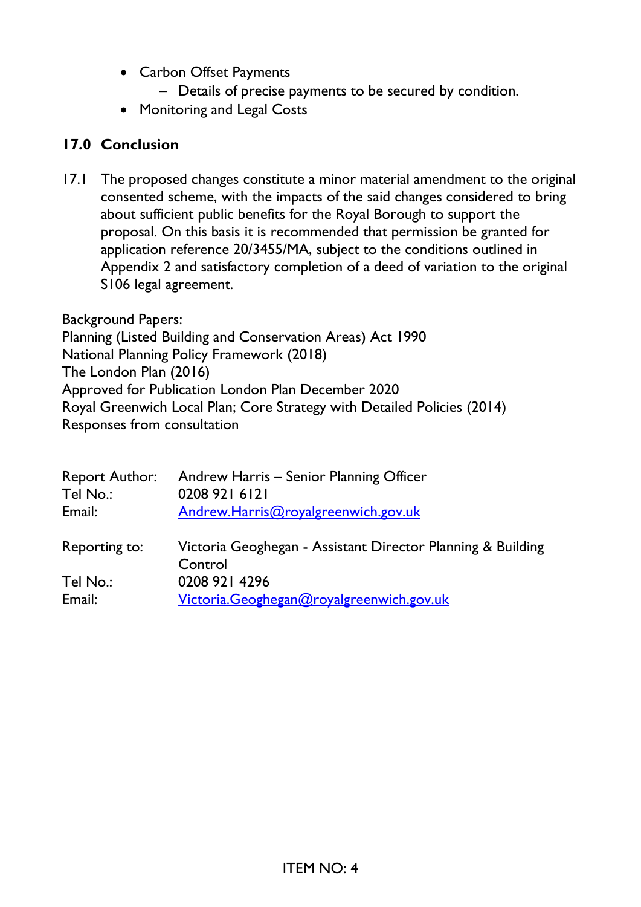- Carbon Offset Payments
  - Details of precise payments to be secured by condition.
- Monitoring and Legal Costs

## 17.0 Conclusion

17.1 The proposed changes constitute a minor material amendment to the original consented scheme, with the impacts of the said changes considered to bring about sufficient public benefits for the Royal Borough to support the proposal. On this basis it is recommended that permission be granted for application reference 20/3455/MA, subject to the conditions outlined in Appendix 2 and satisfactory completion of a deed of variation to the original S106 legal agreement.

Background Papers:
Planning (Listed Building and Conservation Areas) Act 1990
National Planning Policy Framework (2018)
The London Plan (2016)
Approved for Publication London Plan December 2020
Royal Greenwich Local Plan; Core Strategy with Detailed Policies (2014)
Responses from consultation

| | |
|---|---|
| Report Author: | Andrew Harris – Senior Planning Officer |
| Tel No.: | 0208 921 6121 |
| Email: | Andrew.Harris@royalgreenwich.gov.uk |
| Reporting to: | Victoria Geoghegan - Assistant Director Planning & Building Control |
| Tel No.: | 0208 921 4296 |
| Email: | Victoria.Geoghegan@royalgreenwich.gov.uk |

ITEM NO: 4